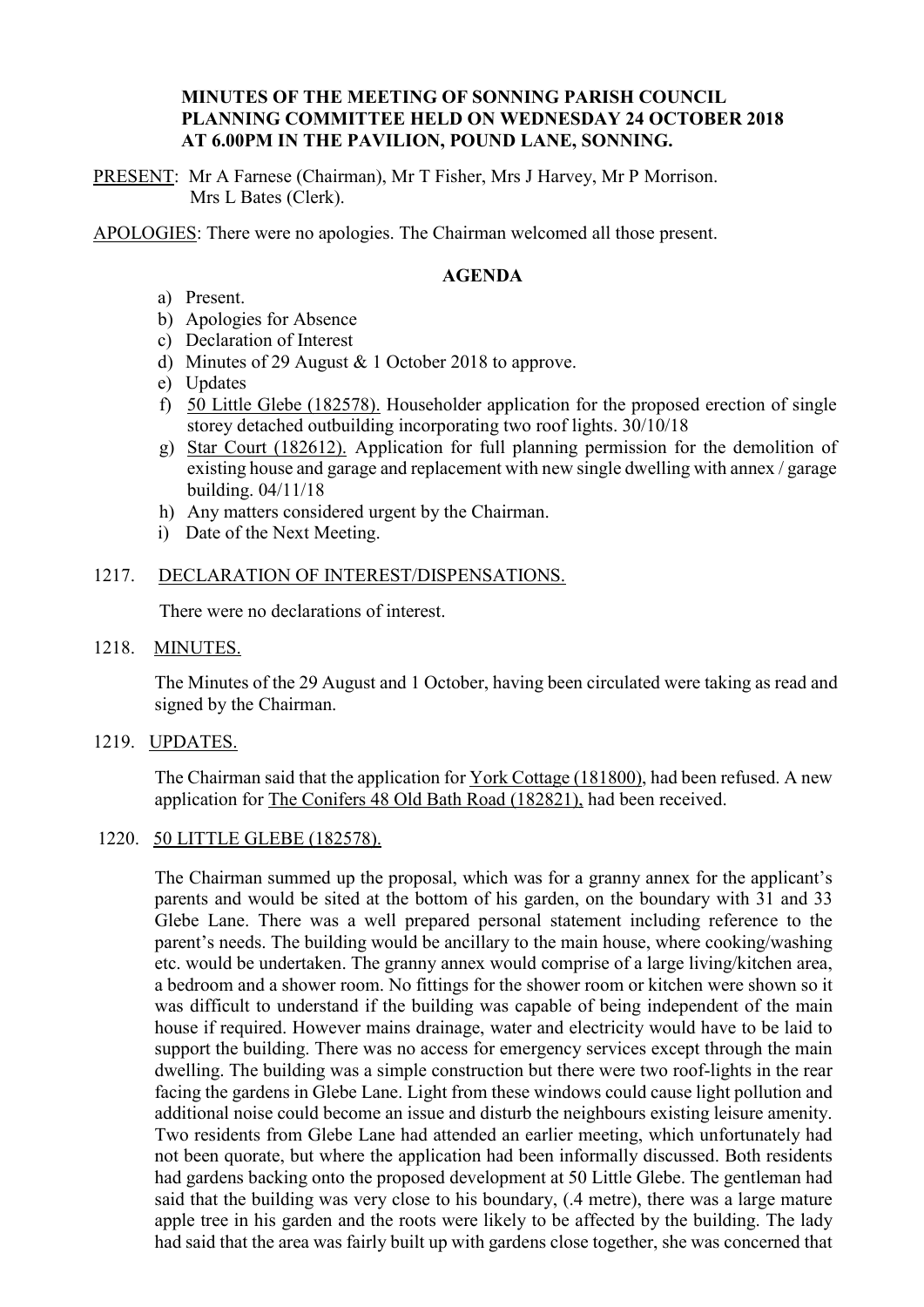**MINUTES OF THE MEETING OF SONNING PARISH COUNCIL PLANNING COMMITTEE HELD ON WEDNESDAY 24 OCTOBER 2018 AT 6.00PM IN THE PAVILION, POUND LANE, SONNING.**

PRESENT: Mr A Farnese (Chairman), Mr T Fisher, Mrs J Harvey, Mr P Morrison. Mrs L Bates (Clerk).

APOLOGIES: There were no apologies. The Chairman welcomed all those present.

**AGENDA**

a) Present.
b) Apologies for Absence
c) Declaration of Interest
d) Minutes of 29 August & 1 October 2018 to approve.
e) Updates
f) 50 Little Glebe (182578). Householder application for the proposed erection of single storey detached outbuilding incorporating two roof lights. 30/10/18
g) Star Court (182612). Application for full planning permission for the demolition of existing house and garage and replacement with new single dwelling with annex / garage building. 04/11/18
h) Any matters considered urgent by the Chairman.
i) Date of the Next Meeting.

1217. DECLARATION OF INTEREST/DISPENSATIONS.

There were no declarations of interest.

1218. MINUTES.

The Minutes of the 29 August and 1 October, having been circulated were taking as read and signed by the Chairman.

1219. UPDATES.

The Chairman said that the application for York Cottage (181800), had been refused. A new application for The Conifers 48 Old Bath Road (182821), had been received.

1220. 50 LITTLE GLEBE (182578).

The Chairman summed up the proposal, which was for a granny annex for the applicant's parents and would be sited at the bottom of his garden, on the boundary with 31 and 33 Glebe Lane. There was a well prepared personal statement including reference to the parent's needs. The building would be ancillary to the main house, where cooking/washing etc. would be undertaken. The granny annex would comprise of a large living/kitchen area, a bedroom and a shower room. No fittings for the shower room or kitchen were shown so it was difficult to understand if the building was capable of being independent of the main house if required. However mains drainage, water and electricity would have to be laid to support the building. There was no access for emergency services except through the main dwelling. The building was a simple construction but there were two roof-lights in the rear facing the gardens in Glebe Lane. Light from these windows could cause light pollution and additional noise could become an issue and disturb the neighbours existing leisure amenity. Two residents from Glebe Lane had attended an earlier meeting, which unfortunately had not been quorate, but where the application had been informally discussed. Both residents had gardens backing onto the proposed development at 50 Little Glebe. The gentleman had said that the building was very close to his boundary, (.4 metre), there was a large mature apple tree in his garden and the roots were likely to be affected by the building. The lady had said that the area was fairly built up with gardens close together, she was concerned that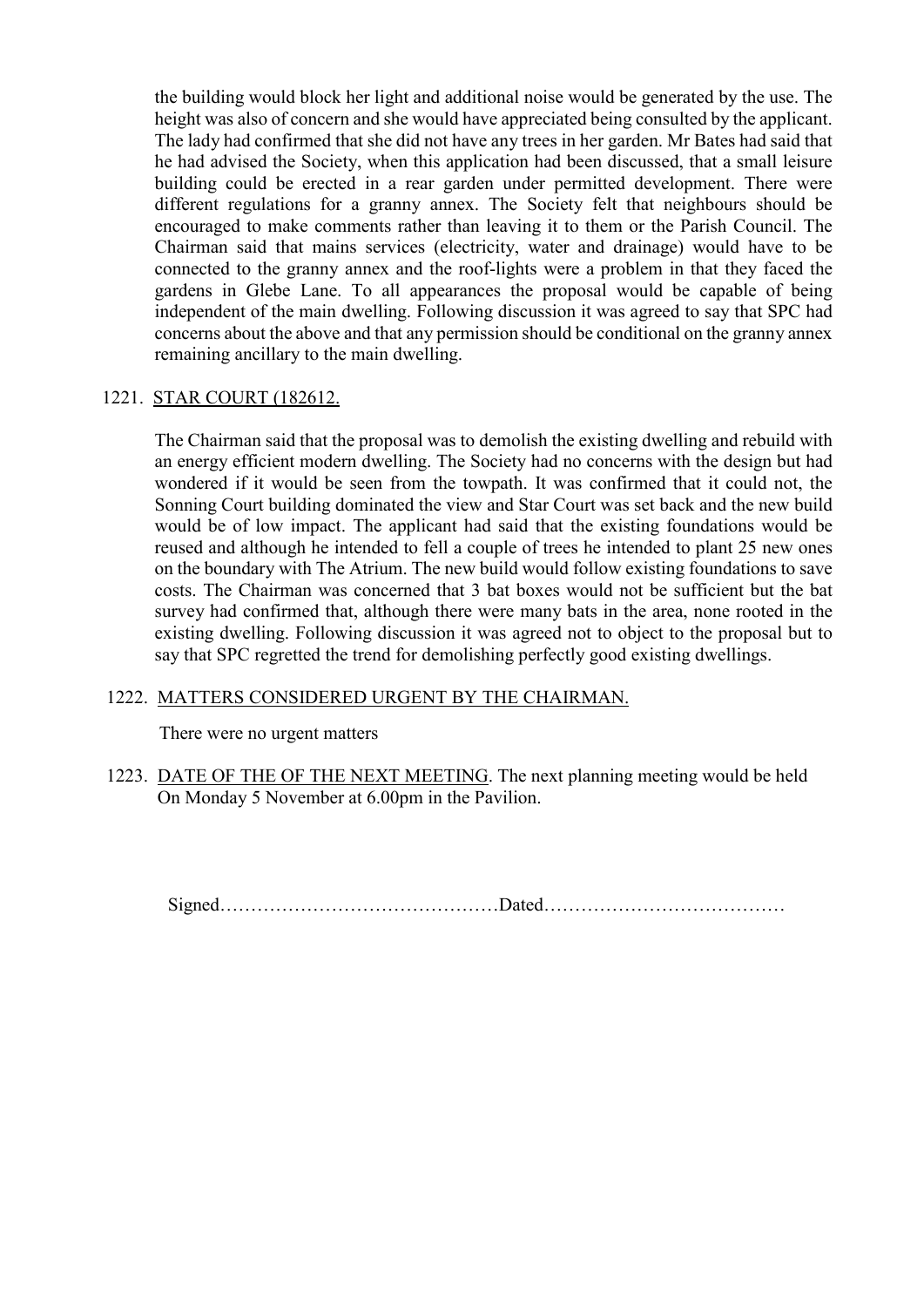the building would block her light and additional noise would be generated by the use. The height was also of concern and she would have appreciated being consulted by the applicant. The lady had confirmed that she did not have any trees in her garden. Mr Bates had said that he had advised the Society, when this application had been discussed, that a small leisure building could be erected in a rear garden under permitted development. There were different regulations for a granny annex. The Society felt that neighbours should be encouraged to make comments rather than leaving it to them or the Parish Council. The Chairman said that mains services (electricity, water and drainage) would have to be connected to the granny annex and the roof-lights were a problem in that they faced the gardens in Glebe Lane. To all appearances the proposal would be capable of being independent of the main dwelling. Following discussion it was agreed to say that SPC had concerns about the above and that any permission should be conditional on the granny annex remaining ancillary to the main dwelling.

1221. STAR COURT (182612.

The Chairman said that the proposal was to demolish the existing dwelling and rebuild with an energy efficient modern dwelling. The Society had no concerns with the design but had wondered if it would be seen from the towpath. It was confirmed that it could not, the Sonning Court building dominated the view and Star Court was set back and the new build would be of low impact. The applicant had said that the existing foundations would be reused and although he intended to fell a couple of trees he intended to plant 25 new ones on the boundary with The Atrium. The new build would follow existing foundations to save costs. The Chairman was concerned that 3 bat boxes would not be sufficient but the bat survey had confirmed that, although there were many bats in the area, none rooted in the existing dwelling. Following discussion it was agreed not to object to the proposal but to say that SPC regretted the trend for demolishing perfectly good existing dwellings.

1222. MATTERS CONSIDERED URGENT BY THE CHAIRMAN.

There were no urgent matters

1223. DATE OF THE OF THE NEXT MEETING. The next planning meeting would be held On Monday 5 November at 6.00pm in the Pavilion.

Signed………………………………………Dated…………………………………